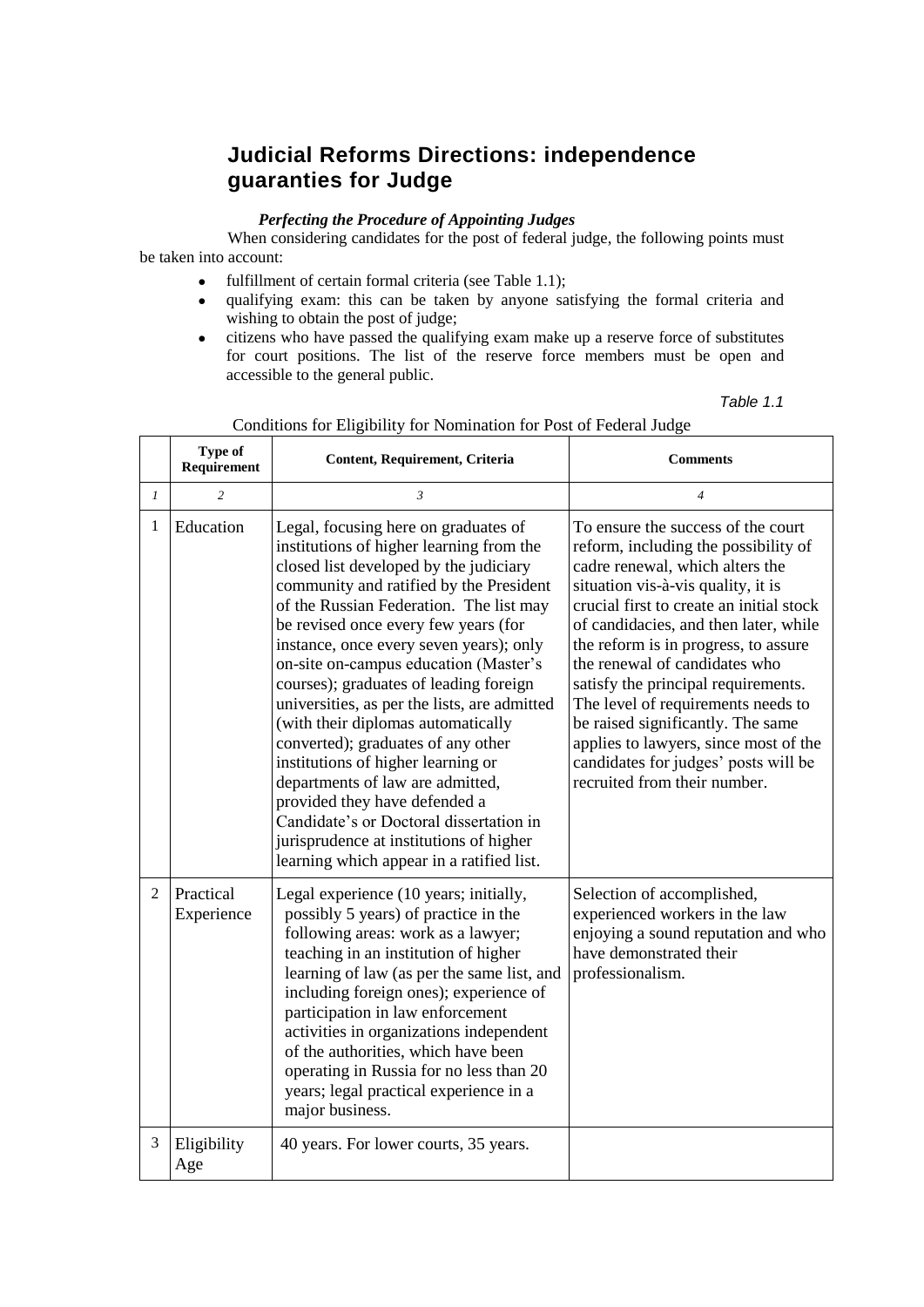# Judicial Reforms Directions: independence guaranties for Judge

### *Perfecting the Procedure of Appointing Judges*

When considering candidates for the post of federal judge, the following points must be taken into account:

- fulfillment of certain formal criteria (see Table 1.1);
- qualifying exam: this can be taken by anyone satisfying the formal criteria and wishing to obtain the post of judge;
- citizens who have passed the qualifying exam make up a reserve force of substitutes for court positions. The list of the reserve force members must be open and accessible to the general public.

*Table 1.1*

Conditions for Eligibility for Nomination for Post of Federal Judge

| | Type of Requirement | Content, Requirement, Criteria | Comments |
|---|---|---|---|
| *1* | *2* | *3* | *4* |
| 1 | Education | Legal, focusing here on graduates of institutions of higher learning from the closed list developed by the judiciary community and ratified by the President of the Russian Federation. The list may be revised once every few years (for instance, once every seven years); only on-site on-campus education (Master's courses); graduates of leading foreign universities, as per the lists, are admitted (with their diplomas automatically converted); graduates of any other institutions of higher learning or departments of law are admitted, provided they have defended a Candidate's or Doctoral dissertation in jurisprudence at institutions of higher learning which appear in a ratified list. | To ensure the success of the court reform, including the possibility of cadre renewal, which alters the situation vis-à-vis quality, it is crucial first to create an initial stock of candidacies, and then later, while the reform is in progress, to assure the renewal of candidates who satisfy the principal requirements. The level of requirements needs to be raised significantly. The same applies to lawyers, since most of the candidates for judges' posts will be recruited from their number. |
| 2 | Practical Experience | Legal experience (10 years; initially, possibly 5 years) of practice in the following areas: work as a lawyer; teaching in an institution of higher learning of law (as per the same list, and including foreign ones); experience of participation in law enforcement activities in organizations independent of the authorities, which have been operating in Russia for no less than 20 years; legal practical experience in a major business. | Selection of accomplished, experienced workers in the law enjoying a sound reputation and who have demonstrated their professionalism. |
| 3 | Eligibility Age | 40 years. For lower courts, 35 years. | |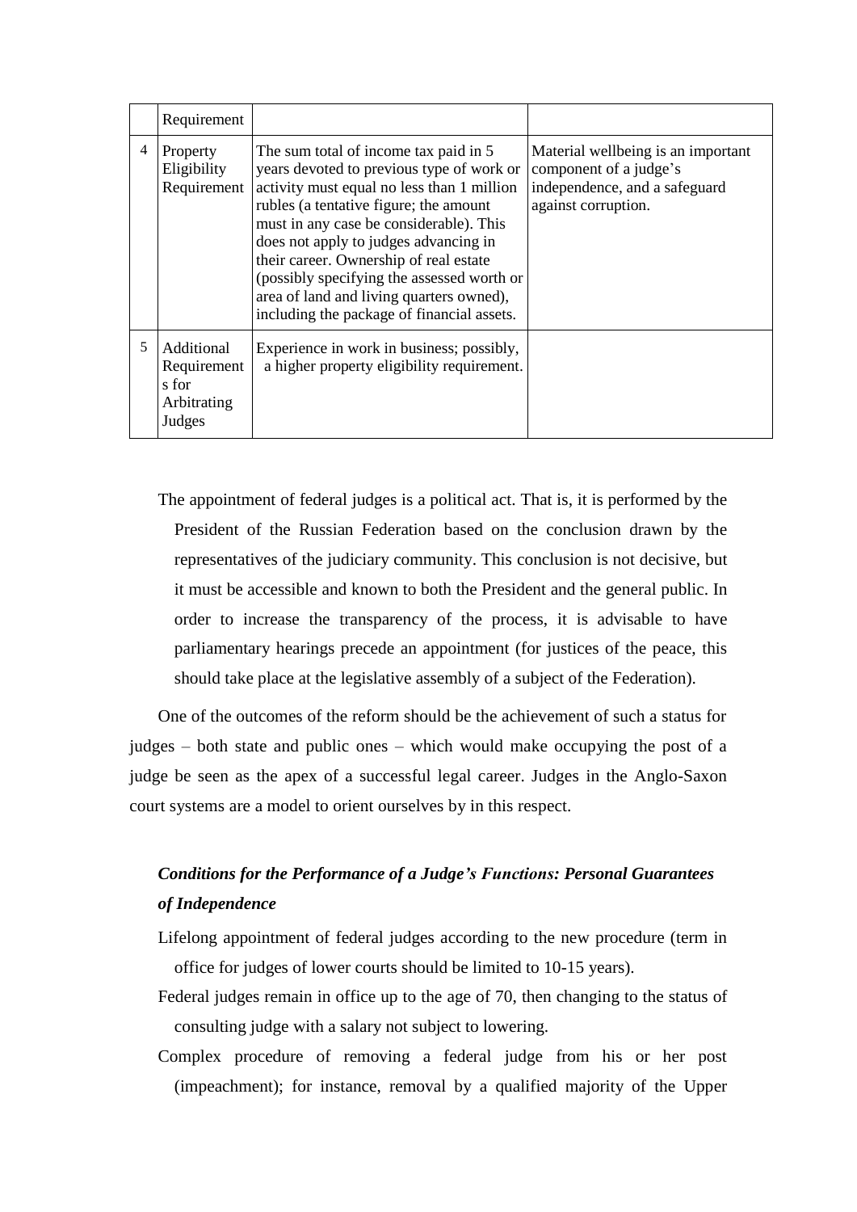|  | Requirement |  |  |
|---|---|---|---|
| 4 | Property Eligibility Requirement | The sum total of income tax paid in 5 years devoted to previous type of work or activity must equal no less than 1 million rubles (a tentative figure; the amount must in any case be considerable). This does not apply to judges advancing in their career. Ownership of real estate (possibly specifying the assessed worth or area of land and living quarters owned), including the package of financial assets. | Material wellbeing is an important component of a judge's independence, and a safeguard against corruption. |
| 5 | Additional Requirements for Arbitrating Judges | Experience in work in business; possibly, a higher property eligibility requirement. |  |

The appointment of federal judges is a political act. That is, it is performed by the President of the Russian Federation based on the conclusion drawn by the representatives of the judiciary community. This conclusion is not decisive, but it must be accessible and known to both the President and the general public. In order to increase the transparency of the process, it is advisable to have parliamentary hearings precede an appointment (for justices of the peace, this should take place at the legislative assembly of a subject of the Federation).

One of the outcomes of the reform should be the achievement of such a status for judges – both state and public ones – which would make occupying the post of a judge be seen as the apex of a successful legal career. Judges in the Anglo-Saxon court systems are a model to orient ourselves by in this respect.

### *Conditions for the Performance of a Judge's Functions: Personal Guarantees of Independence*

Lifelong appointment of federal judges according to the new procedure (term in office for judges of lower courts should be limited to 10-15 years).

Federal judges remain in office up to the age of 70, then changing to the status of consulting judge with a salary not subject to lowering.

Complex procedure of removing a federal judge from his or her post (impeachment); for instance, removal by a qualified majority of the Upper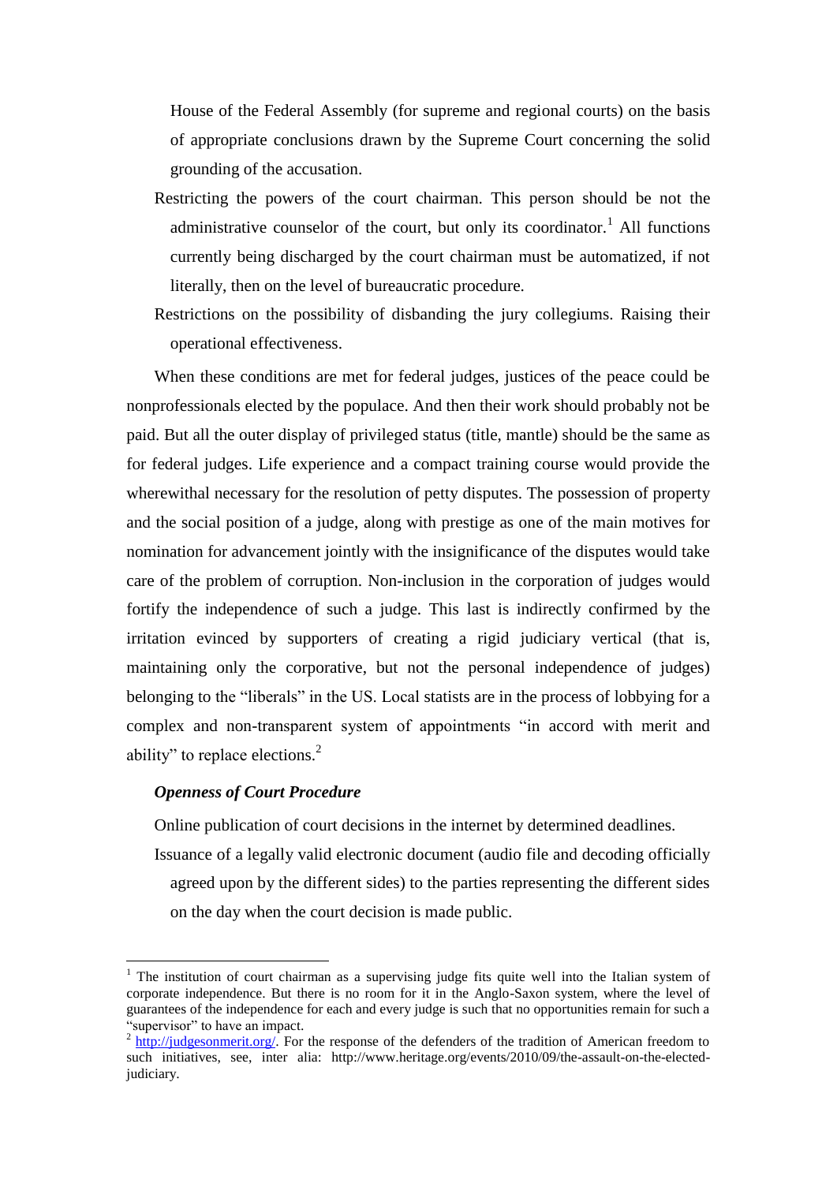House of the Federal Assembly (for supreme and regional courts) on the basis of appropriate conclusions drawn by the Supreme Court concerning the solid grounding of the accusation.

Restricting the powers of the court chairman. This person should be not the administrative counselor of the court, but only its coordinator.[1] All functions currently being discharged by the court chairman must be automatized, if not literally, then on the level of bureaucratic procedure.

Restrictions on the possibility of disbanding the jury collegiums. Raising their operational effectiveness.

When these conditions are met for federal judges, justices of the peace could be nonprofessionals elected by the populace. And then their work should probably not be paid. But all the outer display of privileged status (title, mantle) should be the same as for federal judges. Life experience and a compact training course would provide the wherewithal necessary for the resolution of petty disputes. The possession of property and the social position of a judge, along with prestige as one of the main motives for nomination for advancement jointly with the insignificance of the disputes would take care of the problem of corruption. Non-inclusion in the corporation of judges would fortify the independence of such a judge. This last is indirectly confirmed by the irritation evinced by supporters of creating a rigid judiciary vertical (that is, maintaining only the corporative, but not the personal independence of judges) belonging to the "liberals" in the US. Local statists are in the process of lobbying for a complex and non-transparent system of appointments "in accord with merit and ability" to replace elections.[2]

### *Openness of Court Procedure*

Online publication of court decisions in the internet by determined deadlines.

Issuance of a legally valid electronic document (audio file and decoding officially agreed upon by the different sides) to the parties representing the different sides on the day when the court decision is made public.

---

[1] The institution of court chairman as a supervising judge fits quite well into the Italian system of corporate independence. But there is no room for it in the Anglo-Saxon system, where the level of guarantees of the independence for each and every judge is such that no opportunities remain for such a "supervisor" to have an impact.

[2] http://judgesonmerit.org/. For the response of the defenders of the tradition of American freedom to such initiatives, see, inter alia: http://www.heritage.org/events/2010/09/the-assault-on-the-elected-judiciary.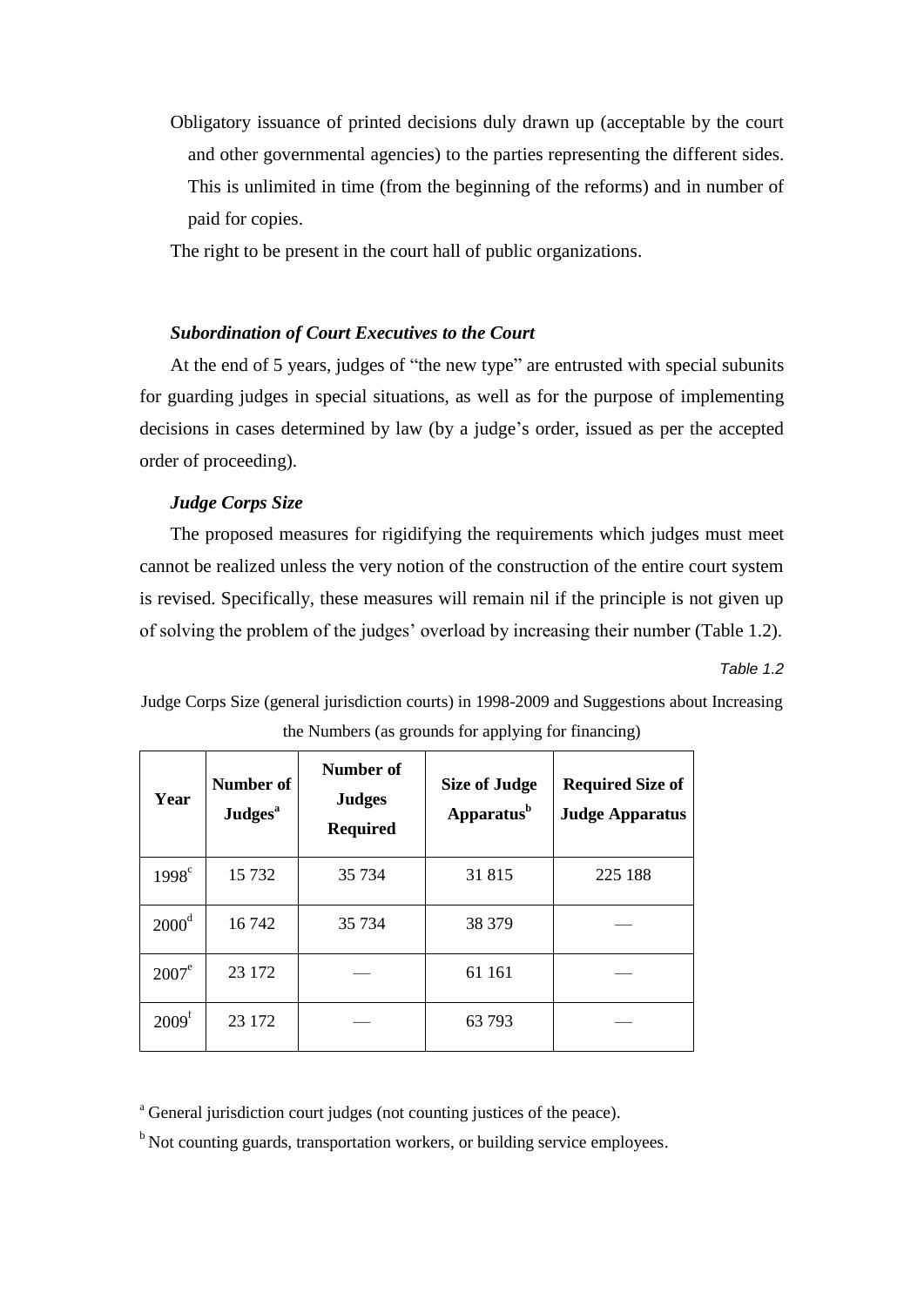Obligatory issuance of printed decisions duly drawn up (acceptable by the court and other governmental agencies) to the parties representing the different sides. This is unlimited in time (from the beginning of the reforms) and in number of paid for copies.

The right to be present in the court hall of public organizations.

### *Subordination of Court Executives to the Court*

At the end of 5 years, judges of "the new type" are entrusted with special subunits for guarding judges in special situations, as well as for the purpose of implementing decisions in cases determined by law (by a judge's order, issued as per the accepted order of proceeding).

### *Judge Corps Size*

The proposed measures for rigidifying the requirements which judges must meet cannot be realized unless the very notion of the construction of the entire court system is revised. Specifically, these measures will remain nil if the principle is not given up of solving the problem of the judges' overload by increasing their number (Table 1.2).

*Table 1.2*

Judge Corps Size (general jurisdiction courts) in 1998-2009 and Suggestions about Increasing the Numbers (as grounds for applying for financing)

| Year | Number of Judges[a] | Number of Judges Required | Size of Judge Apparatus[b] | Required Size of Judge Apparatus |
|---|---|---|---|---|
| 1998[c] | 15 732 | 35 734 | 31 815 | 225 188 |
| 2000[d] | 16 742 | 35 734 | 38 379 | — |
| 2007[e] | 23 172 | — | 61 161 | — |
| 2009[f] | 23 172 | — | 63 793 | — |

[a] General jurisdiction court judges (not counting justices of the peace).

[b] Not counting guards, transportation workers, or building service employees.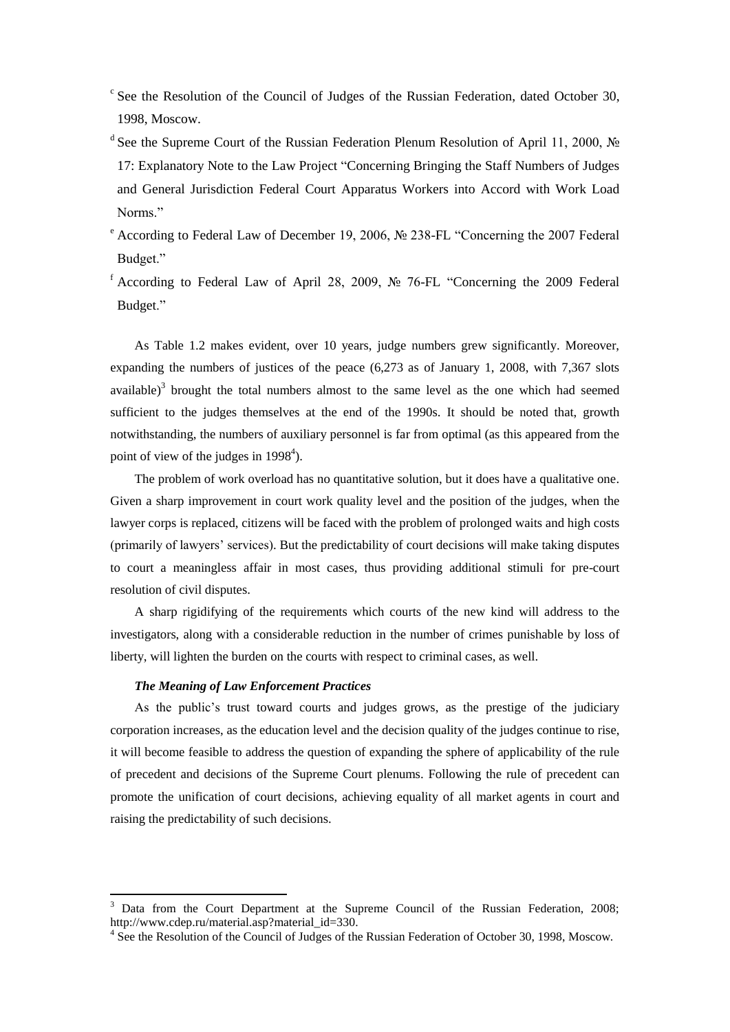[c] See the Resolution of the Council of Judges of the Russian Federation, dated October 30, 1998, Moscow.

[d] See the Supreme Court of the Russian Federation Plenum Resolution of April 11, 2000, № 17: Explanatory Note to the Law Project "Concerning Bringing the Staff Numbers of Judges and General Jurisdiction Federal Court Apparatus Workers into Accord with Work Load Norms."

[e] According to Federal Law of December 19, 2006, № 238-FL "Concerning the 2007 Federal Budget."

[f] According to Federal Law of April 28, 2009, № 76-FL "Concerning the 2009 Federal Budget."

As Table 1.2 makes evident, over 10 years, judge numbers grew significantly. Moreover, expanding the numbers of justices of the peace (6,273 as of January 1, 2008, with 7,367 slots available)[3] brought the total numbers almost to the same level as the one which had seemed sufficient to the judges themselves at the end of the 1990s. It should be noted that, growth notwithstanding, the numbers of auxiliary personnel is far from optimal (as this appeared from the point of view of the judges in 1998[4]).

The problem of work overload has no quantitative solution, but it does have a qualitative one. Given a sharp improvement in court work quality level and the position of the judges, when the lawyer corps is replaced, citizens will be faced with the problem of prolonged waits and high costs (primarily of lawyers' services). But the predictability of court decisions will make taking disputes to court a meaningless affair in most cases, thus providing additional stimuli for pre-court resolution of civil disputes.

A sharp rigidifying of the requirements which courts of the new kind will address to the investigators, along with a considerable reduction in the number of crimes punishable by loss of liberty, will lighten the burden on the courts with respect to criminal cases, as well.

***The Meaning of Law Enforcement Practices***

As the public's trust toward courts and judges grows, as the prestige of the judiciary corporation increases, as the education level and the decision quality of the judges continue to rise, it will become feasible to address the question of expanding the sphere of applicability of the rule of precedent and decisions of the Supreme Court plenums. Following the rule of precedent can promote the unification of court decisions, achieving equality of all market agents in court and raising the predictability of such decisions.

[3] Data from the Court Department at the Supreme Council of the Russian Federation, 2008; http://www.cdep.ru/material.asp?material_id=330.

[4] See the Resolution of the Council of Judges of the Russian Federation of October 30, 1998, Moscow.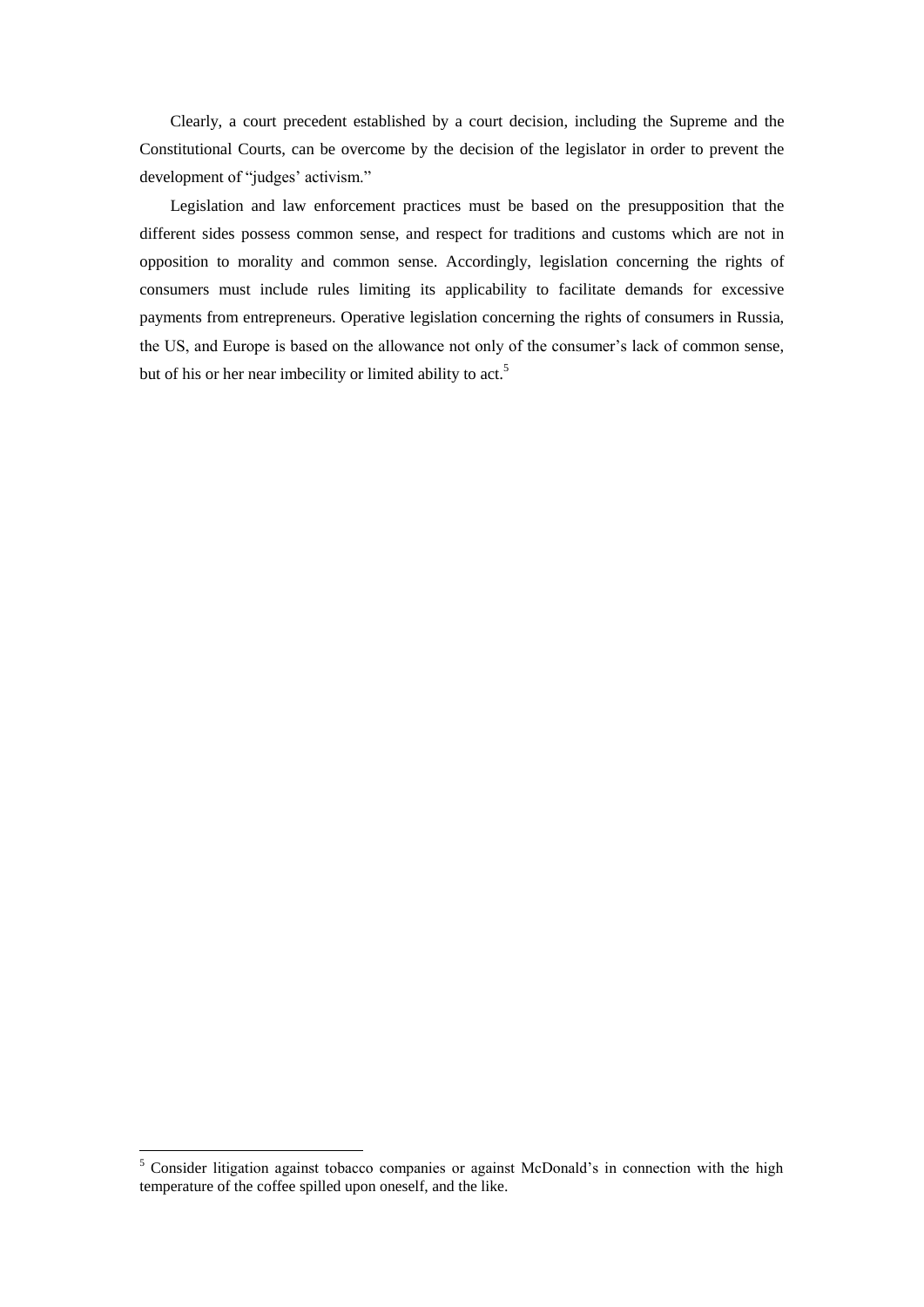Clearly, a court precedent established by a court decision, including the Supreme and the Constitutional Courts, can be overcome by the decision of the legislator in order to prevent the development of "judges' activism."

Legislation and law enforcement practices must be based on the presupposition that the different sides possess common sense, and respect for traditions and customs which are not in opposition to morality and common sense. Accordingly, legislation concerning the rights of consumers must include rules limiting its applicability to facilitate demands for excessive payments from entrepreneurs. Operative legislation concerning the rights of consumers in Russia, the US, and Europe is based on the allowance not only of the consumer's lack of common sense, but of his or her near imbecility or limited ability to act.[5]

---

[5] Consider litigation against tobacco companies or against McDonald's in connection with the high temperature of the coffee spilled upon oneself, and the like.